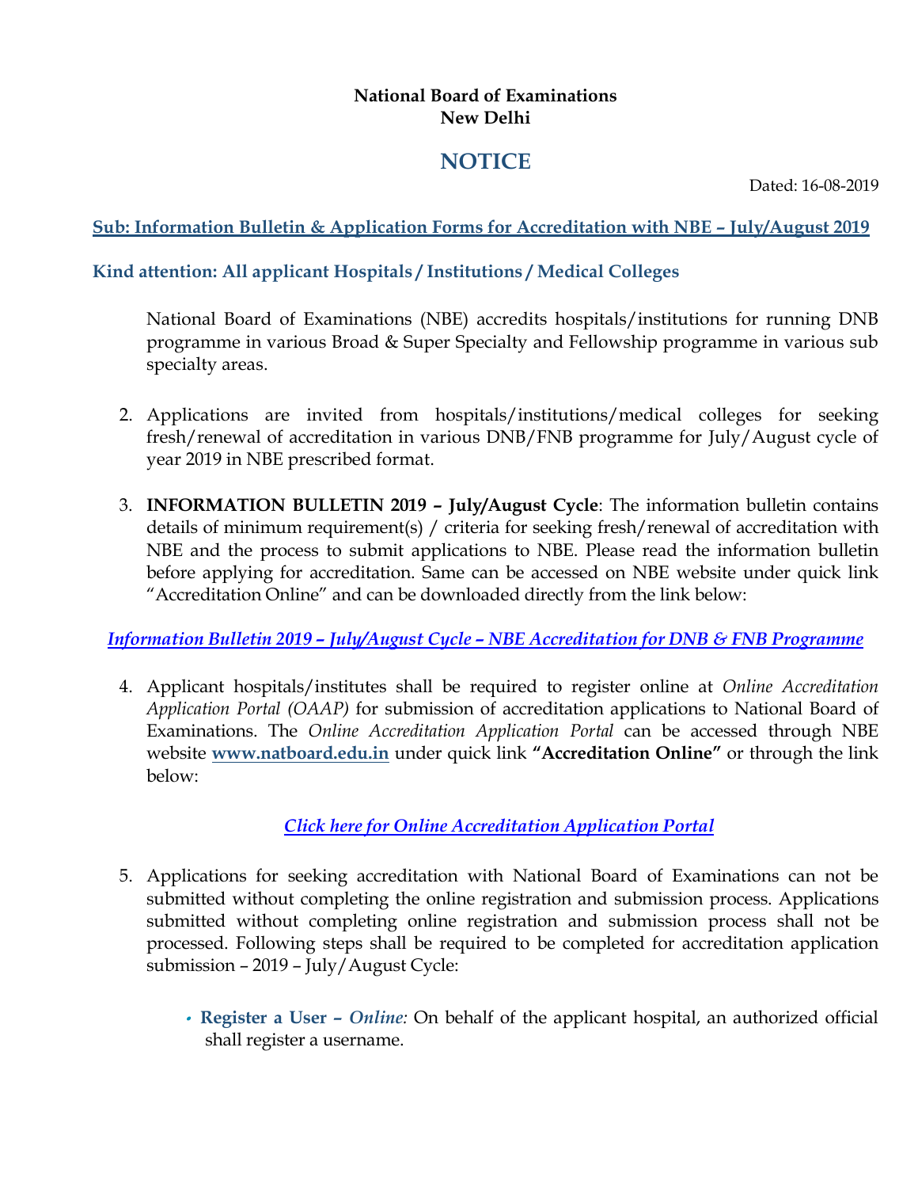**National Board of Examinations**
**New Delhi**

# NOTICE

Dated: 16-08-2019

**Sub: Information Bulletin & Application Forms for Accreditation with NBE – July/August 2019**

**Kind attention: All applicant Hospitals / Institutions / Medical Colleges**

National Board of Examinations (NBE) accredits hospitals/institutions for running DNB programme in various Broad & Super Specialty and Fellowship programme in various sub specialty areas.

2. Applications are invited from hospitals/institutions/medical colleges for seeking fresh/renewal of accreditation in various DNB/FNB programme for July/August cycle of year 2019 in NBE prescribed format.

3. **INFORMATION BULLETIN 2019 – July/August Cycle**: The information bulletin contains details of minimum requirement(s) / criteria for seeking fresh/renewal of accreditation with NBE and the process to submit applications to NBE. Please read the information bulletin before applying for accreditation. Same can be accessed on NBE website under quick link "Accreditation Online" and can be downloaded directly from the link below:

***Information Bulletin 2019 – July/August Cycle – NBE Accreditation for DNB & FNB Programme***

4. Applicant hospitals/institutes shall be required to register online at *Online Accreditation Application Portal (OAAP)* for submission of accreditation applications to National Board of Examinations. The *Online Accreditation Application Portal* can be accessed through NBE website **www.natboard.edu.in** under quick link **"Accreditation Online"** or through the link below:

***Click here for Online Accreditation Application Portal***

5. Applications for seeking accreditation with National Board of Examinations can not be submitted without completing the online registration and submission process. Applications submitted without completing online registration and submission process shall not be processed. Following steps shall be required to be completed for accreditation application submission – 2019 – July/August Cycle:

   - **Register a User –** ***Online:*** On behalf of the applicant hospital, an authorized official shall register a username.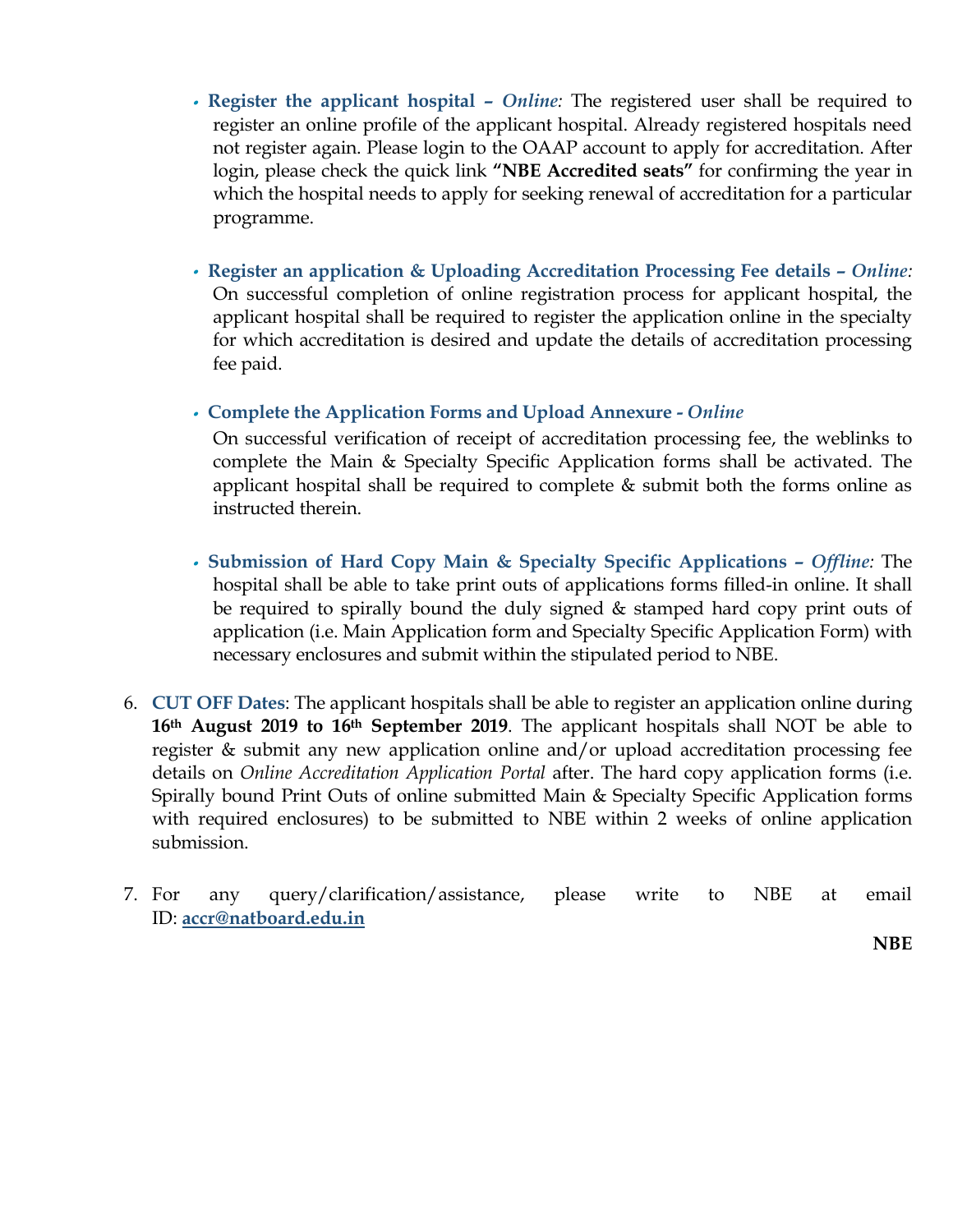- **Register the applicant hospital –** ***Online:*** The registered user shall be required to register an online profile of the applicant hospital. Already registered hospitals need not register again. Please login to the OAAP account to apply for accreditation. After login, please check the quick link **"NBE Accredited seats"** for confirming the year in which the hospital needs to apply for seeking renewal of accreditation for a particular programme.

- **Register an application & Uploading Accreditation Processing Fee details –** ***Online:*** On successful completion of online registration process for applicant hospital, the applicant hospital shall be required to register the application online in the specialty for which accreditation is desired and update the details of accreditation processing fee paid.

- **Complete the Application Forms and Upload Annexure -** ***Online***

  On successful verification of receipt of accreditation processing fee, the weblinks to complete the Main & Specialty Specific Application forms shall be activated. The applicant hospital shall be required to complete & submit both the forms online as instructed therein.

- **Submission of Hard Copy Main & Specialty Specific Applications –** ***Offline:*** The hospital shall be able to take print outs of applications forms filled-in online. It shall be required to spirally bound the duly signed & stamped hard copy print outs of application (i.e. Main Application form and Specialty Specific Application Form) with necessary enclosures and submit within the stipulated period to NBE.

6. **CUT OFF Dates**: The applicant hospitals shall be able to register an application online during **16th August 2019 to 16th September 2019**. The applicant hospitals shall NOT be able to register & submit any new application online and/or upload accreditation processing fee details on *Online Accreditation Application Portal* after. The hard copy application forms (i.e. Spirally bound Print Outs of online submitted Main & Specialty Specific Application forms with required enclosures) to be submitted to NBE within 2 weeks of online application submission.

7. For any query/clarification/assistance, please write to NBE at email ID: **accr@natboard.edu.in**

**NBE**